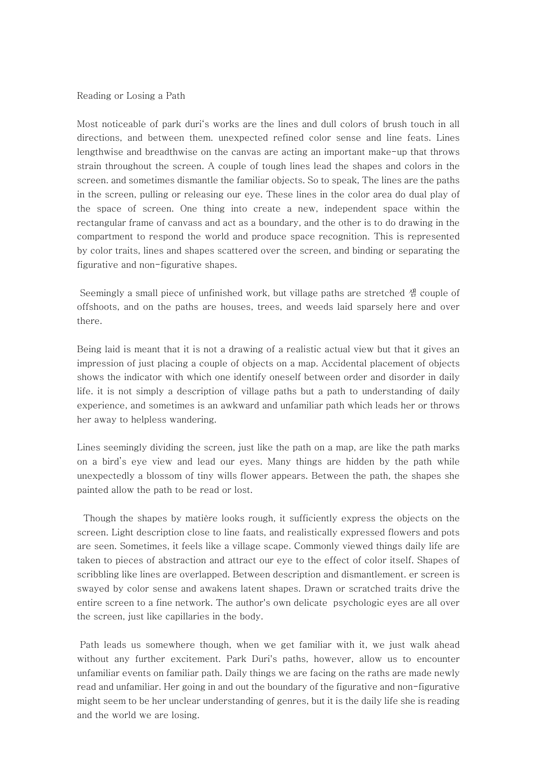# Reading or Losing a Path

Most noticeable of park duri's works are the lines and dull colors of brush touch in all directions, and between them. unexpected refined color sense and line feats. Lines lengthwise and breadthwise on the canvas are acting an important make-up that throws strain throughout the screen. A couple of tough lines lead the shapes and colors in the screen. and sometimes dismantle the familiar objects. So to speak, The lines are the paths in the screen, pulling or releasing our eye. These lines in the color area do dual play of the space of screen. One thing into create a new, independent space within the rectangular frame of canvass and act as a boundary, and the other is to do drawing in the compartment to respond the world and produce space recognition. This is represented by color traits, lines and shapes scattered over the screen, and binding or separating the figurative and non-figurative shapes.

Seemingly a small piece of unfinished work, but village paths are stretched 섐 couple of offshoots, and on the paths are houses, trees, and weeds laid sparsely here and over there.

Being laid is meant that it is not a drawing of a realistic actual view but that it gives an impression of just placing a couple of objects on a map. Accidental placement of objects shows the indicator with which one identify oneself between order and disorder in daily life. it is not simply a description of village paths but a path to understanding of daily experience, and sometimes is an awkward and unfamiliar path which leads her or throws her away to helpless wandering.

Lines seemingly dividing the screen, just like the path on a map, are like the path marks on a bird's eye view and lead our eyes. Many things are hidden by the path while unexpectedly a blossom of tiny wills flower appears. Between the path, the shapes she painted allow the path to be read or lost.

Though the shapes by matière looks rough, it sufficiently express the objects on the screen. Light description close to line faats, and realistically expressed flowers and pots are seen. Sometimes, it feels like a village scape. Commonly viewed things daily life are taken to pieces of abstraction and attract our eye to the effect of color itself. Shapes of scribbling like lines are overlapped. Between description and dismantlement. er screen is swayed by color sense and awakens latent shapes. Drawn or scratched traits drive the entire screen to a fine network. The author's own delicate psychologic eyes are all over the screen, just like capillaries in the body.

Path leads us somewhere though, when we get familiar with it, we just walk ahead without any further excitement. Park Duri's paths, however, allow us to encounter unfamiliar events on familiar path. Daily things we are facing on the raths are made newly read and unfamiliar. Her going in and out the boundary of the figurative and non-figurative might seem to be her unclear understanding of genres, but it is the daily life she is reading and the world we are losing.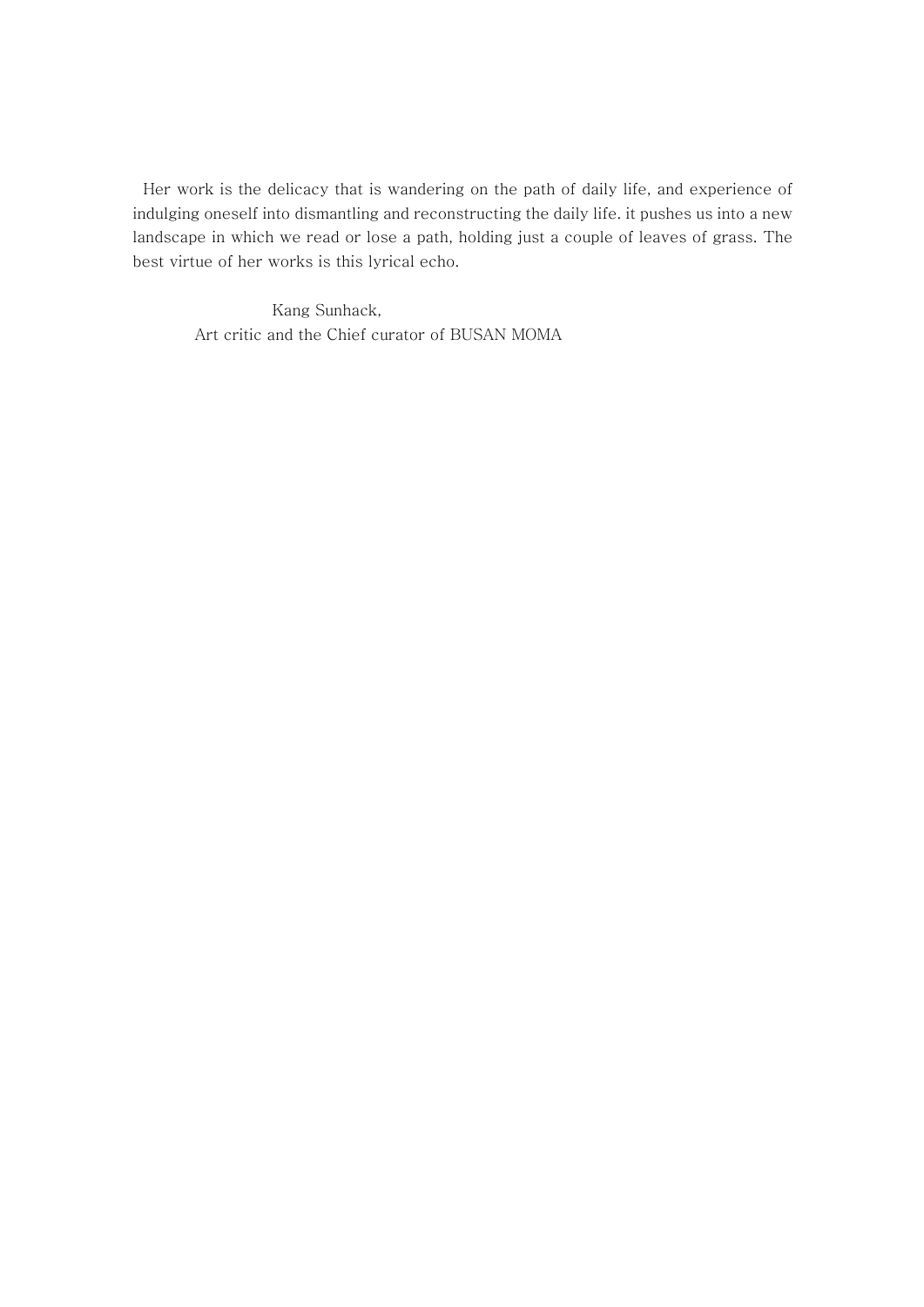Her work is the delicacy that is wandering on the path of daily life, and experience of indulging oneself into dismantling and reconstructing the daily life. it pushes us into a new landscape in which we read or lose a path, holding just a couple of leaves of grass. The best virtue of her works is this lyrical echo.

Kang Sunhack,
Art critic and the Chief curator of BUSAN MOMA